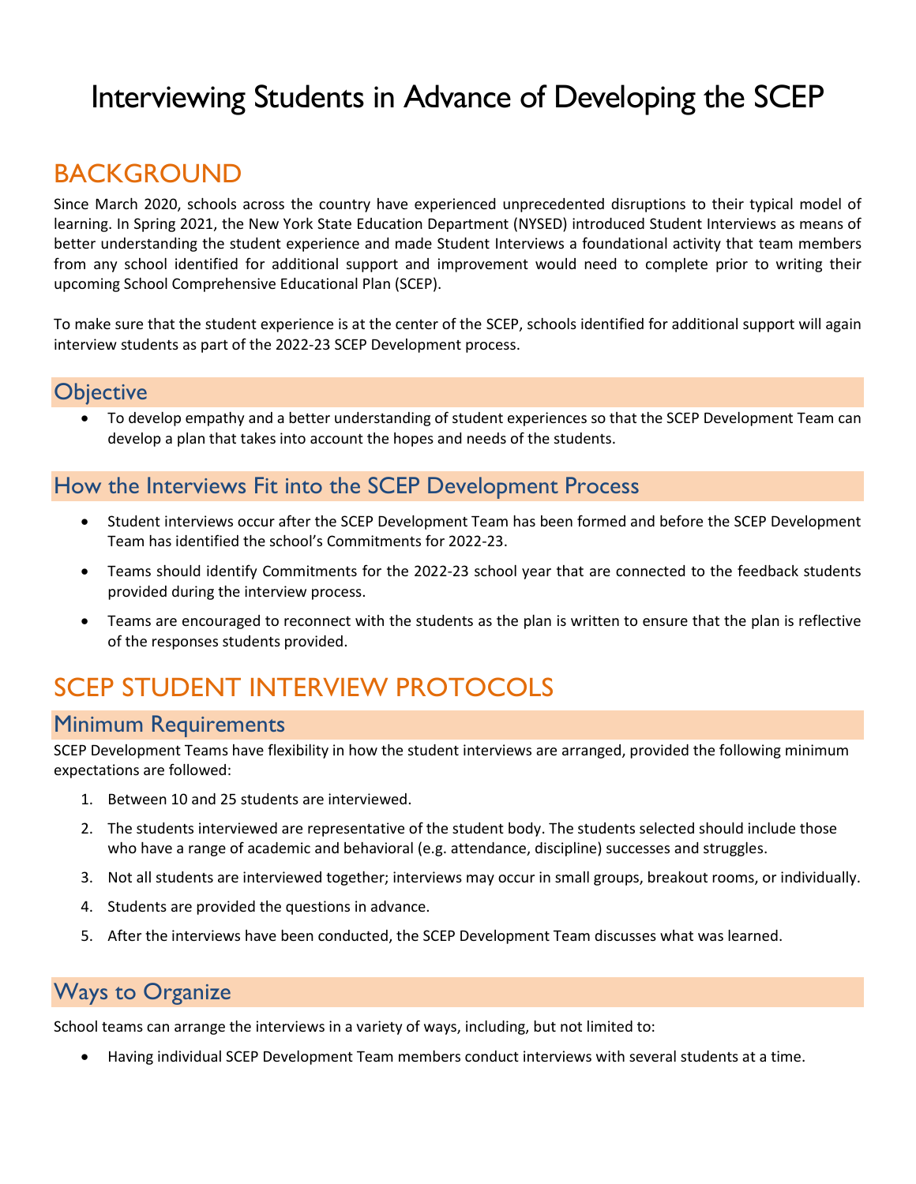# Interviewing Students in Advance of Developing the SCEP

## BACKGROUND

Since March 2020, schools across the country have experienced unprecedented disruptions to their typical model of learning. In Spring 2021, the New York State Education Department (NYSED) introduced Student Interviews as means of better understanding the student experience and made Student Interviews a foundational activity that team members from any school identified for additional support and improvement would need to complete prior to writing their upcoming School Comprehensive Educational Plan (SCEP).

To make sure that the student experience is at the center of the SCEP, schools identified for additional support will again interview students as part of the 2022-23 SCEP Development process.

### Objective

- To develop empathy and a better understanding of student experiences so that the SCEP Development Team can develop a plan that takes into account the hopes and needs of the students.

### How the Interviews Fit into the SCEP Development Process

- Student interviews occur after the SCEP Development Team has been formed and before the SCEP Development Team has identified the school's Commitments for 2022-23.
- Teams should identify Commitments for the 2022-23 school year that are connected to the feedback students provided during the interview process.
- Teams are encouraged to reconnect with the students as the plan is written to ensure that the plan is reflective of the responses students provided.

## SCEP STUDENT INTERVIEW PROTOCOLS

### Minimum Requirements

SCEP Development Teams have flexibility in how the student interviews are arranged, provided the following minimum expectations are followed:

1. Between 10 and 25 students are interviewed.
2. The students interviewed are representative of the student body. The students selected should include those who have a range of academic and behavioral (e.g. attendance, discipline) successes and struggles.
3. Not all students are interviewed together; interviews may occur in small groups, breakout rooms, or individually.
4. Students are provided the questions in advance.
5. After the interviews have been conducted, the SCEP Development Team discusses what was learned.

### Ways to Organize

School teams can arrange the interviews in a variety of ways, including, but not limited to:

- Having individual SCEP Development Team members conduct interviews with several students at a time.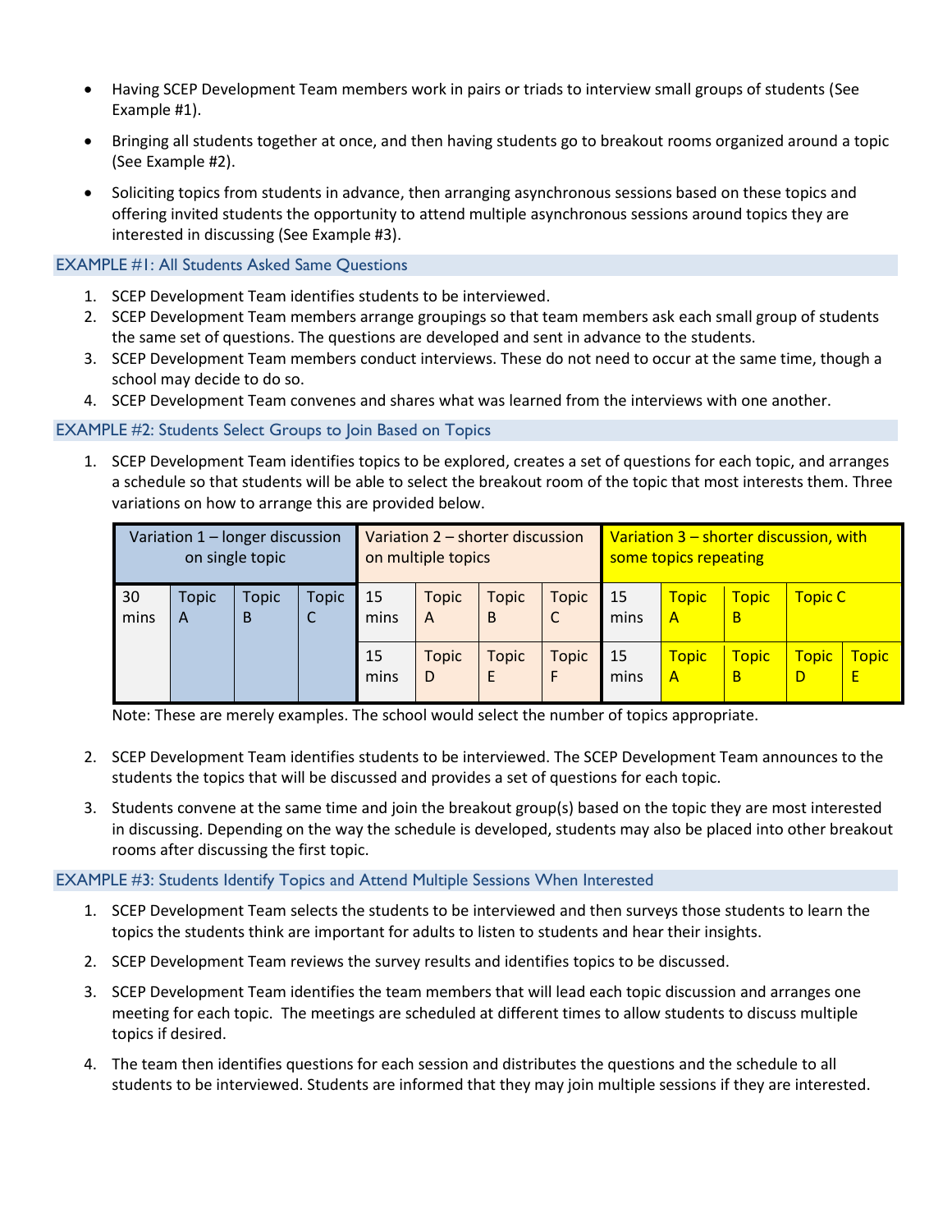- Having SCEP Development Team members work in pairs or triads to interview small groups of students (See Example #1).
- Bringing all students together at once, and then having students go to breakout rooms organized around a topic (See Example #2).
- Soliciting topics from students in advance, then arranging asynchronous sessions based on these topics and offering invited students the opportunity to attend multiple asynchronous sessions around topics they are interested in discussing (See Example #3).

### EXAMPLE #1: All Students Asked Same Questions

1. SCEP Development Team identifies students to be interviewed.
2. SCEP Development Team members arrange groupings so that team members ask each small group of students the same set of questions. The questions are developed and sent in advance to the students.
3. SCEP Development Team members conduct interviews. These do not need to occur at the same time, though a school may decide to do so.
4. SCEP Development Team convenes and shares what was learned from the interviews with one another.

### EXAMPLE #2: Students Select Groups to Join Based on Topics

1. SCEP Development Team identifies topics to be explored, creates a set of questions for each topic, and arranges a schedule so that students will be able to select the breakout room of the topic that most interests them. Three variations on how to arrange this are provided below.

| Variation 1 – longer discussion on single topic | | | | Variation 2 – shorter discussion on multiple topics | | | | Variation 3 – shorter discussion, with some topics repeating | | | |
|---|---|---|---|---|---|---|---|---|---|---|---|
| 30 mins | Topic A | Topic B | Topic C | 15 mins | Topic A | Topic B | Topic C | 15 mins | Topic A | Topic B | Topic C |
| | | | | 15 mins | Topic D | Topic E | Topic F | 15 mins | Topic A | Topic B | Topic D / Topic E |

Note: These are merely examples. The school would select the number of topics appropriate.

2. SCEP Development Team identifies students to be interviewed. The SCEP Development Team announces to the students the topics that will be discussed and provides a set of questions for each topic.
3. Students convene at the same time and join the breakout group(s) based on the topic they are most interested in discussing. Depending on the way the schedule is developed, students may also be placed into other breakout rooms after discussing the first topic.

### EXAMPLE #3: Students Identify Topics and Attend Multiple Sessions When Interested

1. SCEP Development Team selects the students to be interviewed and then surveys those students to learn the topics the students think are important for adults to listen to students and hear their insights.
2. SCEP Development Team reviews the survey results and identifies topics to be discussed.
3. SCEP Development Team identifies the team members that will lead each topic discussion and arranges one meeting for each topic. The meetings are scheduled at different times to allow students to discuss multiple topics if desired.
4. The team then identifies questions for each session and distributes the questions and the schedule to all students to be interviewed. Students are informed that they may join multiple sessions if they are interested.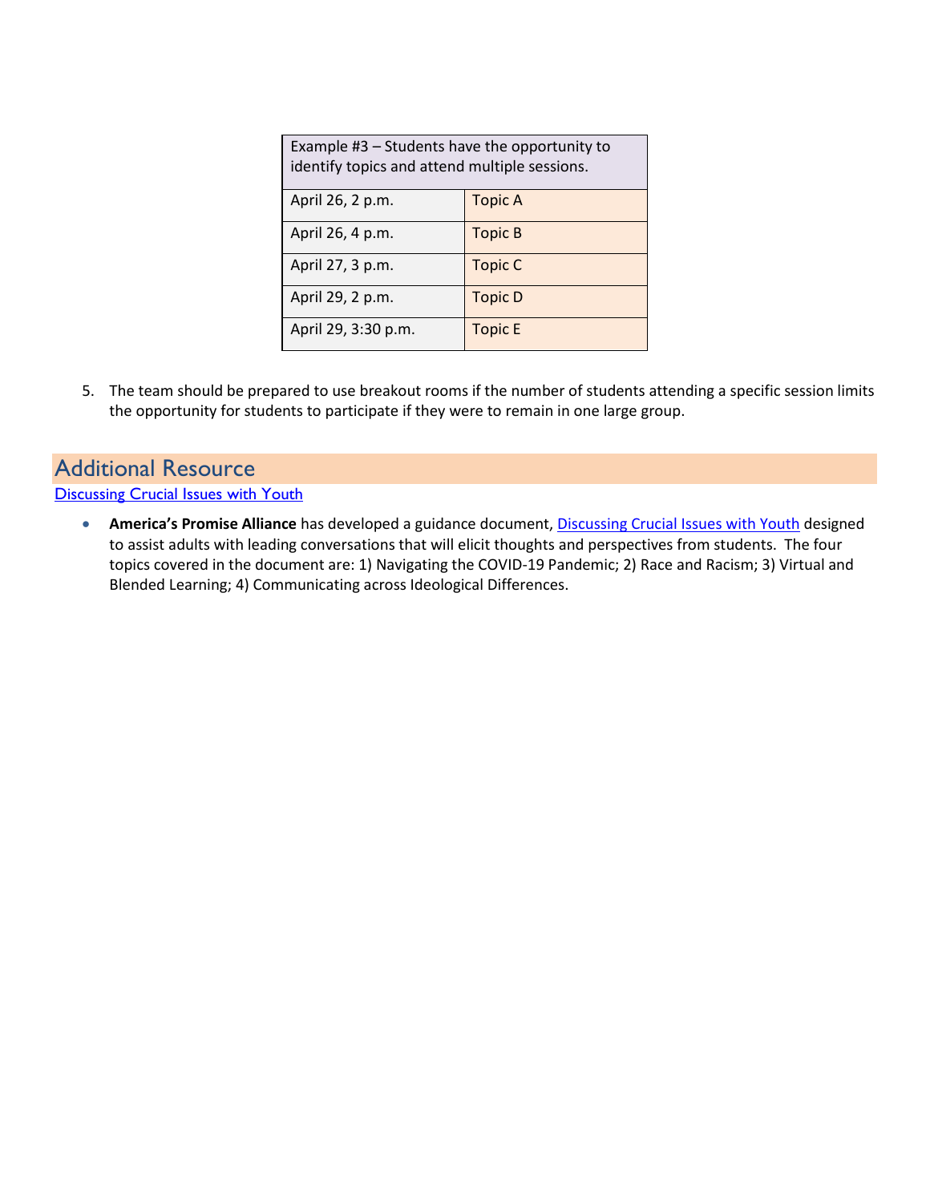| Example #3 – Students have the opportunity to identify topics and attend multiple sessions. | |
|---|---|
| April 26, 2 p.m. | Topic A |
| April 26, 4 p.m. | Topic B |
| April 27, 3 p.m. | Topic C |
| April 29, 2 p.m. | Topic D |
| April 29, 3:30 p.m. | Topic E |

5. The team should be prepared to use breakout rooms if the number of students attending a specific session limits the opportunity for students to participate if they were to remain in one large group.

## Additional Resource

Discussing Crucial Issues with Youth

- **America's Promise Alliance** has developed a guidance document, Discussing Crucial Issues with Youth designed to assist adults with leading conversations that will elicit thoughts and perspectives from students. The four topics covered in the document are: 1) Navigating the COVID-19 Pandemic; 2) Race and Racism; 3) Virtual and Blended Learning; 4) Communicating across Ideological Differences.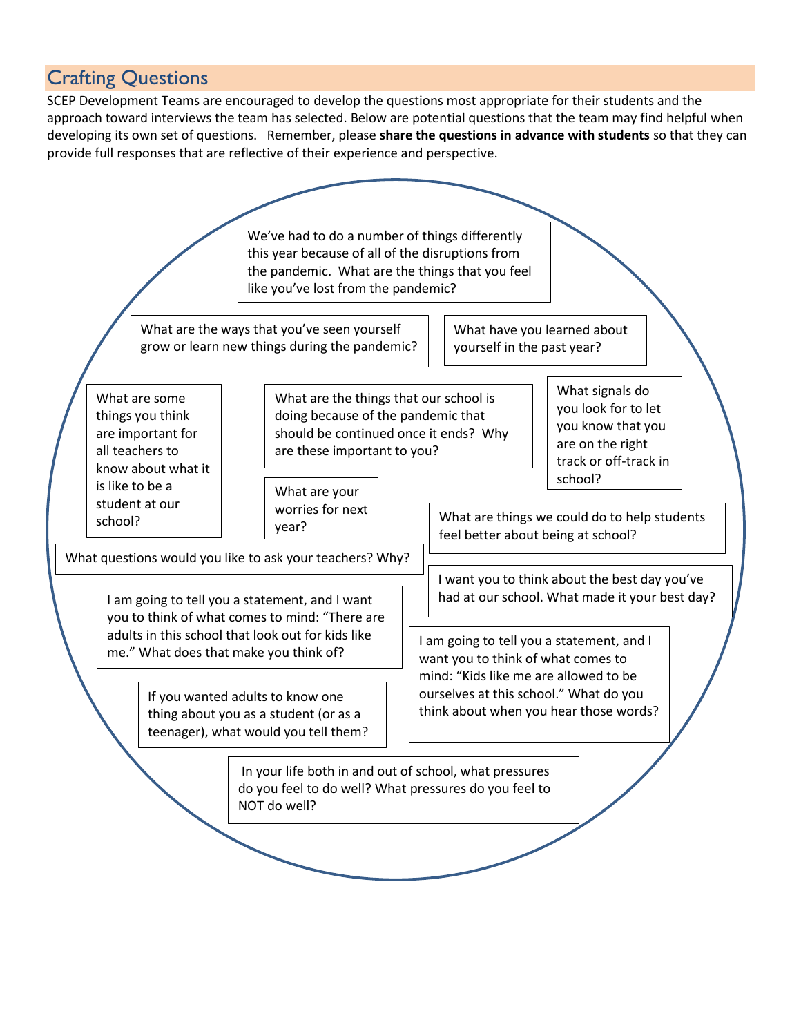## Crafting Questions

SCEP Development Teams are encouraged to develop the questions most appropriate for their students and the approach toward interviews the team has selected. Below are potential questions that the team may find helpful when developing its own set of questions. Remember, please **share the questions in advance with students** so that they can provide full responses that are reflective of their experience and perspective.

- We've had to do a number of things differently this year because of all of the disruptions from the pandemic. What are the things that you feel like you've lost from the pandemic?
- What are the ways that you've seen yourself grow or learn new things during the pandemic?
- What have you learned about yourself in the past year?
- What are some things you think are important for all teachers to know about what it is like to be a student at our school?
- What are the things that our school is doing because of the pandemic that should be continued once it ends? Why are these important to you?
- What signals do you look for to let you know that you are on the right track or off-track in school?
- What are your worries for next year?
- What are things we could do to help students feel better about being at school?
- What questions would you like to ask your teachers? Why?
- I want you to think about the best day you've had at our school. What made it your best day?
- I am going to tell you a statement, and I want you to think of what comes to mind: "There are adults in this school that look out for kids like me." What does that make you think of?
- I am going to tell you a statement, and I want you to think of what comes to mind: "Kids like me are allowed to be ourselves at this school." What do you think about when you hear those words?
- If you wanted adults to know one thing about you as a student (or as a teenager), what would you tell them?
- In your life both in and out of school, what pressures do you feel to do well? What pressures do you feel to NOT do well?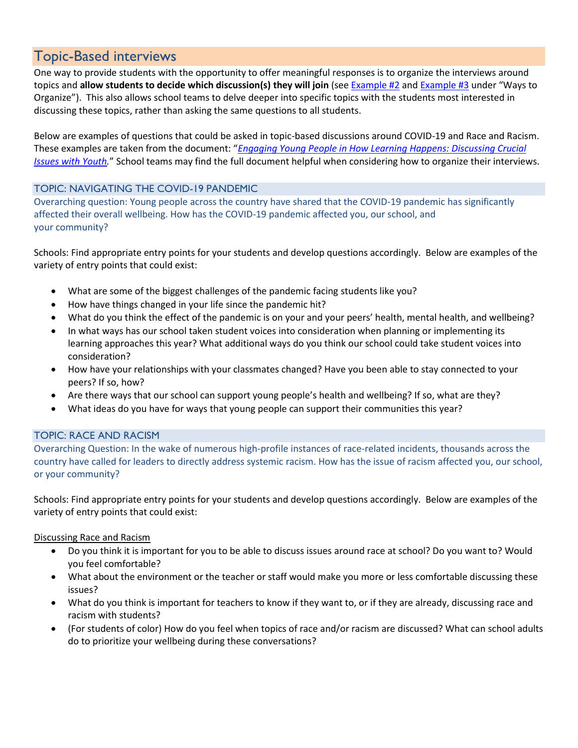## Topic-Based interviews

One way to provide students with the opportunity to offer meaningful responses is to organize the interviews around topics and **allow students to decide which discussion(s) they will join** (see Example #2 and Example #3 under "Ways to Organize"). This also allows school teams to delve deeper into specific topics with the students most interested in discussing these topics, rather than asking the same questions to all students.

Below are examples of questions that could be asked in topic-based discussions around COVID-19 and Race and Racism. These examples are taken from the document: "*Engaging Young People in How Learning Happens: Discussing Crucial Issues with Youth*." School teams may find the full document helpful when considering how to organize their interviews.

### TOPIC: NAVIGATING THE COVID-19 PANDEMIC

Overarching question: Young people across the country have shared that the COVID-19 pandemic has significantly affected their overall wellbeing. How has the COVID-19 pandemic affected you, our school, and your community?

Schools: Find appropriate entry points for your students and develop questions accordingly. Below are examples of the variety of entry points that could exist:

- What are some of the biggest challenges of the pandemic facing students like you?
- How have things changed in your life since the pandemic hit?
- What do you think the effect of the pandemic is on your and your peers' health, mental health, and wellbeing?
- In what ways has our school taken student voices into consideration when planning or implementing its learning approaches this year? What additional ways do you think our school could take student voices into consideration?
- How have your relationships with your classmates changed? Have you been able to stay connected to your peers? If so, how?
- Are there ways that our school can support young people's health and wellbeing? If so, what are they?
- What ideas do you have for ways that young people can support their communities this year?

### TOPIC: RACE AND RACISM

Overarching Question: In the wake of numerous high-profile instances of race-related incidents, thousands across the country have called for leaders to directly address systemic racism. How has the issue of racism affected you, our school, or your community?

Schools: Find appropriate entry points for your students and develop questions accordingly. Below are examples of the variety of entry points that could exist:

Discussing Race and Racism

- Do you think it is important for you to be able to discuss issues around race at school? Do you want to? Would you feel comfortable?
- What about the environment or the teacher or staff would make you more or less comfortable discussing these issues?
- What do you think is important for teachers to know if they want to, or if they are already, discussing race and racism with students?
- (For students of color) How do you feel when topics of race and/or racism are discussed? What can school adults do to prioritize your wellbeing during these conversations?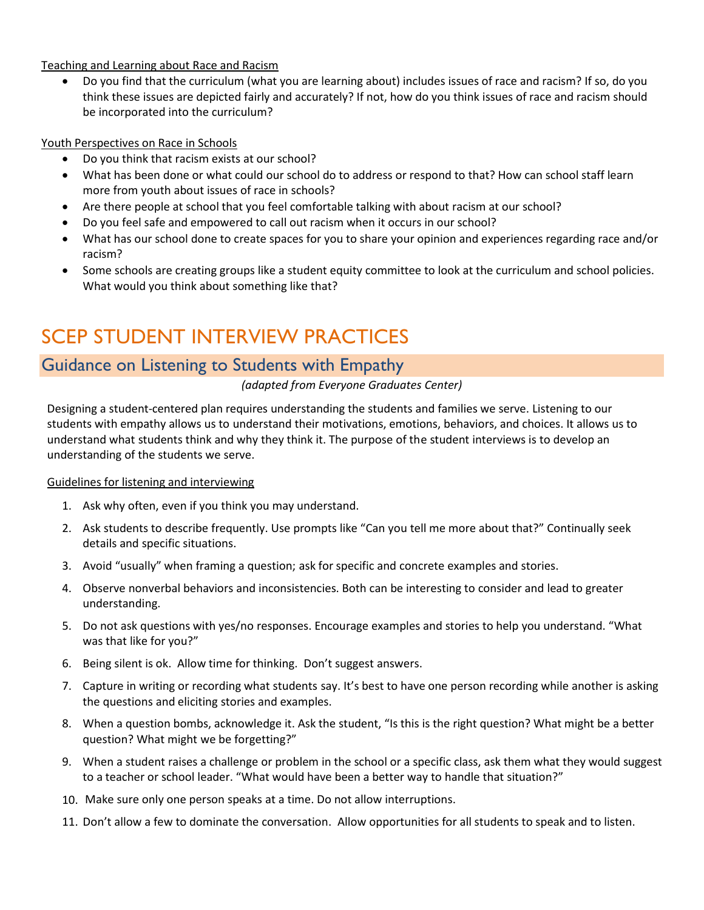Teaching and Learning about Race and Racism

- Do you find that the curriculum (what you are learning about) includes issues of race and racism? If so, do you think these issues are depicted fairly and accurately? If not, how do you think issues of race and racism should be incorporated into the curriculum?

Youth Perspectives on Race in Schools

- Do you think that racism exists at our school?
- What has been done or what could our school do to address or respond to that? How can school staff learn more from youth about issues of race in schools?
- Are there people at school that you feel comfortable talking with about racism at our school?
- Do you feel safe and empowered to call out racism when it occurs in our school?
- What has our school done to create spaces for you to share your opinion and experiences regarding race and/or racism?
- Some schools are creating groups like a student equity committee to look at the curriculum and school policies. What would you think about something like that?

# SCEP STUDENT INTERVIEW PRACTICES

## Guidance on Listening to Students with Empathy

*(adapted from Everyone Graduates Center)*

Designing a student-centered plan requires understanding the students and families we serve. Listening to our students with empathy allows us to understand their motivations, emotions, behaviors, and choices. It allows us to understand what students think and why they think it. The purpose of the student interviews is to develop an understanding of the students we serve.

Guidelines for listening and interviewing

1. Ask why often, even if you think you may understand.
2. Ask students to describe frequently. Use prompts like "Can you tell me more about that?" Continually seek details and specific situations.
3. Avoid "usually" when framing a question; ask for specific and concrete examples and stories.
4. Observe nonverbal behaviors and inconsistencies. Both can be interesting to consider and lead to greater understanding.
5. Do not ask questions with yes/no responses. Encourage examples and stories to help you understand. "What was that like for you?"
6. Being silent is ok. Allow time for thinking. Don't suggest answers.
7. Capture in writing or recording what students say. It's best to have one person recording while another is asking the questions and eliciting stories and examples.
8. When a question bombs, acknowledge it. Ask the student, "Is this is the right question? What might be a better question? What might we be forgetting?"
9. When a student raises a challenge or problem in the school or a specific class, ask them what they would suggest to a teacher or school leader. "What would have been a better way to handle that situation?"
10. Make sure only one person speaks at a time. Do not allow interruptions.
11. Don't allow a few to dominate the conversation. Allow opportunities for all students to speak and to listen.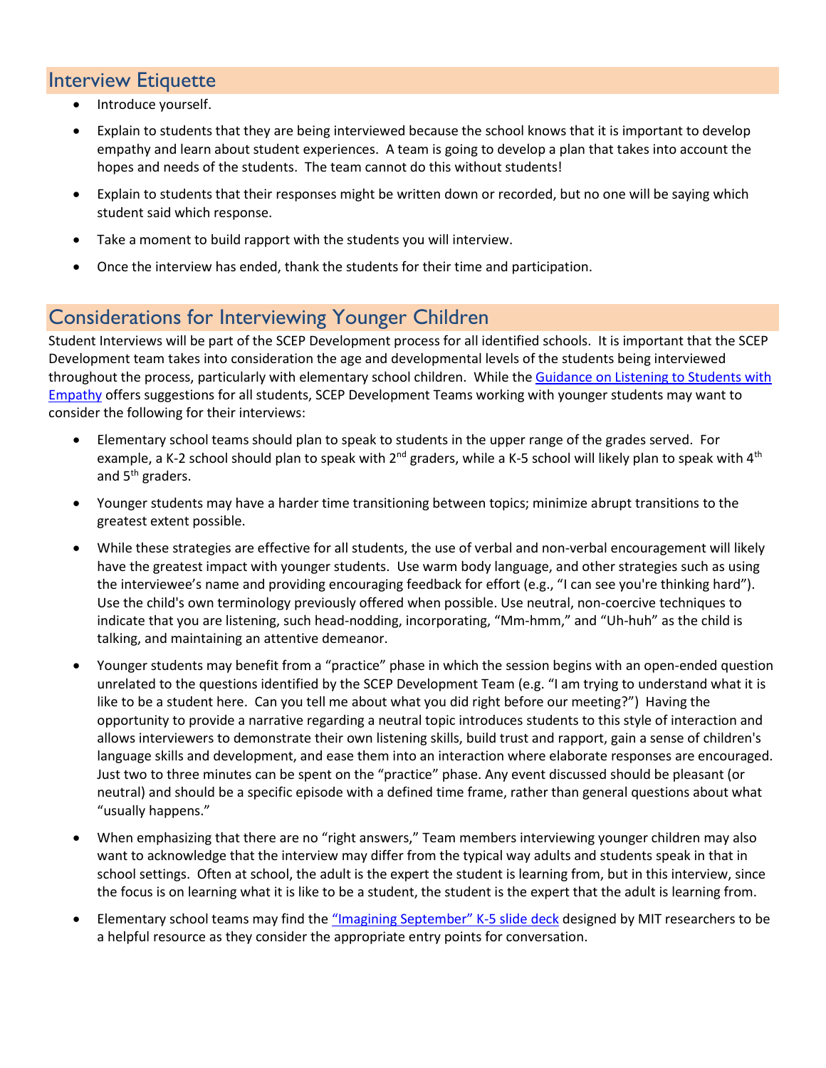## Interview Etiquette

- Introduce yourself.
- Explain to students that they are being interviewed because the school knows that it is important to develop empathy and learn about student experiences. A team is going to develop a plan that takes into account the hopes and needs of the students. The team cannot do this without students!
- Explain to students that their responses might be written down or recorded, but no one will be saying which student said which response.
- Take a moment to build rapport with the students you will interview.
- Once the interview has ended, thank the students for their time and participation.

## Considerations for Interviewing Younger Children

Student Interviews will be part of the SCEP Development process for all identified schools. It is important that the SCEP Development team takes into consideration the age and developmental levels of the students being interviewed throughout the process, particularly with elementary school children. While the [Guidance on Listening to Students with Empathy]() offers suggestions for all students, SCEP Development Teams working with younger students may want to consider the following for their interviews:

- Elementary school teams should plan to speak to students in the upper range of the grades served. For example, a K-2 school should plan to speak with 2nd graders, while a K-5 school will likely plan to speak with 4th and 5th graders.
- Younger students may have a harder time transitioning between topics; minimize abrupt transitions to the greatest extent possible.
- While these strategies are effective for all students, the use of verbal and non-verbal encouragement will likely have the greatest impact with younger students. Use warm body language, and other strategies such as using the interviewee's name and providing encouraging feedback for effort (e.g., "I can see you're thinking hard"). Use the child's own terminology previously offered when possible. Use neutral, non-coercive techniques to indicate that you are listening, such head-nodding, incorporating, "Mm-hmm," and "Uh-huh" as the child is talking, and maintaining an attentive demeanor.
- Younger students may benefit from a "practice" phase in which the session begins with an open-ended question unrelated to the questions identified by the SCEP Development Team (e.g. "I am trying to understand what it is like to be a student here. Can you tell me about what you did right before our meeting?") Having the opportunity to provide a narrative regarding a neutral topic introduces students to this style of interaction and allows interviewers to demonstrate their own listening skills, build trust and rapport, gain a sense of children's language skills and development, and ease them into an interaction where elaborate responses are encouraged. Just two to three minutes can be spent on the "practice" phase. Any event discussed should be pleasant (or neutral) and should be a specific episode with a defined time frame, rather than general questions about what "usually happens."
- When emphasizing that there are no "right answers," Team members interviewing younger children may also want to acknowledge that the interview may differ from the typical way adults and students speak in that in school settings. Often at school, the adult is the expert the student is learning from, but in this interview, since the focus is on learning what it is like to be a student, the student is the expert that the adult is learning from.
- Elementary school teams may find the ["Imagining September" K-5 slide deck]() designed by MIT researchers to be a helpful resource as they consider the appropriate entry points for conversation.